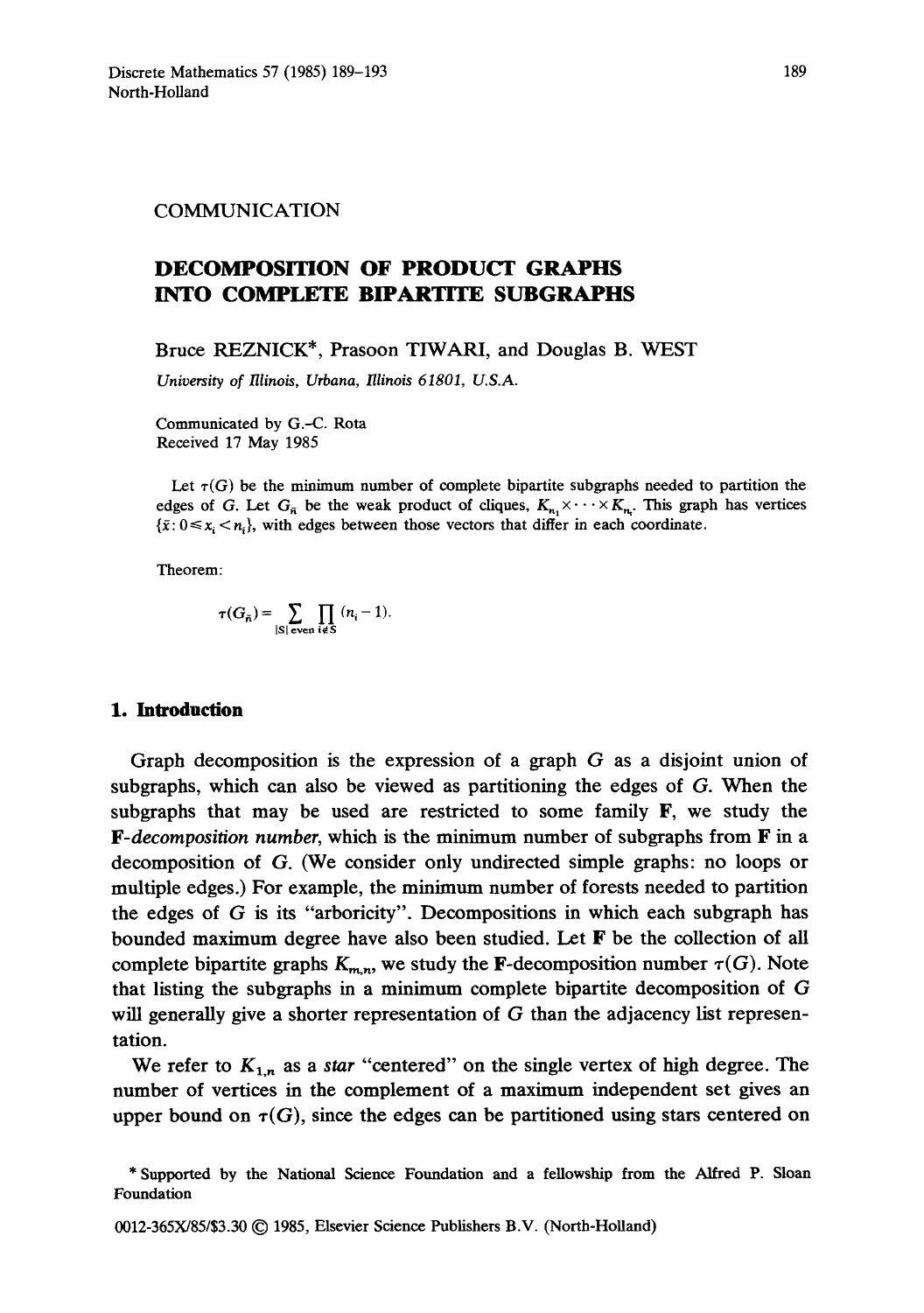COMMUNICATION

# DECOMPOSITION OF PRODUCT GRAPHS INTO COMPLETE BIPARTITE SUBGRAPHS

Bruce REZNICK*, Prasoon TIWARI, and Douglas B. WEST

*University of Illinois, Urbana, Illinois 61801, U.S.A.*

Communicated by G.-C. Rota
Received 17 May 1985

Let $\tau(G)$ be the minimum number of complete bipartite subgraphs needed to partition the edges of $G$. Let $G_{\bar{n}}$ be the weak product of cliques, $K_{n_1} \times \cdots \times K_{n_k}$. This graph has vertices $\{\bar{x}: 0 \le x_i < n_i\}$, with edges between those vectors that differ in each coordinate.

Theorem:

$$\tau(G_{\bar{n}}) = \sum_{|S| \text{ even}} \prod_{i \notin S} (n_i - 1).$$

## 1. Introduction

Graph decomposition is the expression of a graph $G$ as a disjoint union of subgraphs, which can also be viewed as partitioning the edges of $G$. When the subgraphs that may be used are restricted to some family **F**, we study the **F**-*decomposition number*, which is the minimum number of subgraphs from **F** in a decomposition of $G$. (We consider only undirected simple graphs: no loops or multiple edges.) For example, the minimum number of forests needed to partition the edges of $G$ is its "arboricity". Decompositions in which each subgraph has bounded maximum degree have also been studied. Let **F** be the collection of all complete bipartite graphs $K_{m,n}$, we study the **F**-decomposition number $\tau(G)$. Note that listing the subgraphs in a minimum complete bipartite decomposition of $G$ will generally give a shorter representation of $G$ than the adjacency list representation.

We refer to $K_{1,n}$ as a *star* "centered" on the single vertex of high degree. The number of vertices in the complement of a maximum independent set gives an upper bound on $\tau(G)$, since the edges can be partitioned using stars centered on

* Supported by the National Science Foundation and a fellowship from the Alfred P. Sloan Foundation

0012-365X/85/$3.30 © 1985, Elsevier Science Publishers B.V. (North-Holland)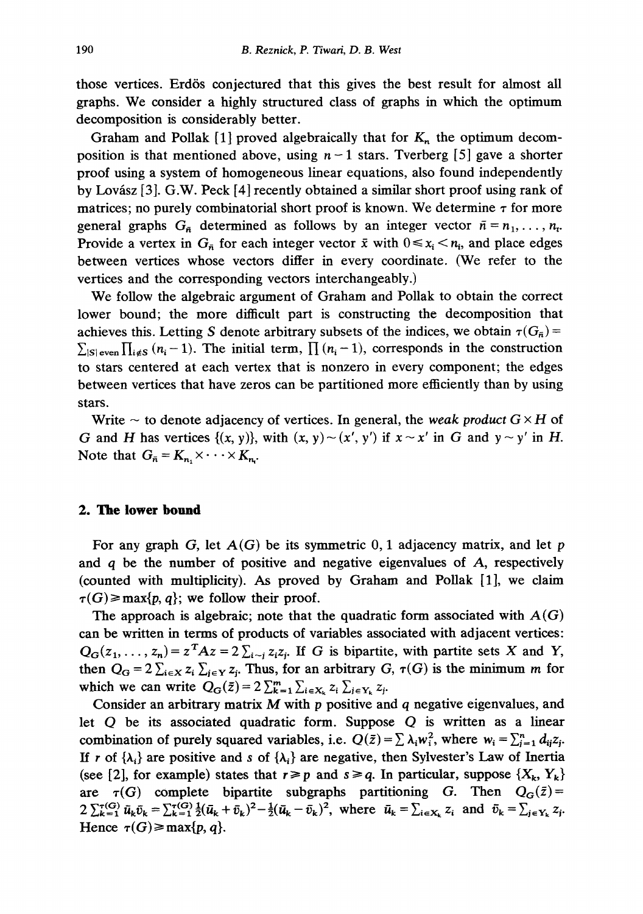those vertices. Erdös conjectured that this gives the best result for almost all graphs. We consider a highly structured class of graphs in which the optimum decomposition is considerably better.

Graham and Pollak [1] proved algebraically that for $K_n$ the optimum decomposition is that mentioned above, using $n-1$ stars. Tverberg [5] gave a shorter proof using a system of homogeneous linear equations, also found independently by Lovász [3]. G.W. Peck [4] recently obtained a similar short proof using rank of matrices; no purely combinatorial short proof is known. We determine $\tau$ for more general graphs $G_{\bar{n}}$ determined as follows by an integer vector $\bar{n} = n_1, \ldots, n_t$. Provide a vertex in $G_{\bar{n}}$ for each integer vector $\bar{x}$ with $0 \leq x_i < n_i$, and place edges between vertices whose vectors differ in every coordinate. (We refer to the vertices and the corresponding vectors interchangeably.)

We follow the algebraic argument of Graham and Pollak to obtain the correct lower bound; the more difficult part is constructing the decomposition that achieves this. Letting $S$ denote arbitrary subsets of the indices, we obtain $\tau(G_{\bar{n}}) = \sum_{|S| \text{ even}} \prod_{i \notin S} (n_i - 1)$. The initial term, $\prod (n_i - 1)$, corresponds in the construction to stars centered at each vertex that is nonzero in every component; the edges between vertices that have zeros can be partitioned more efficiently than by using stars.

Write $\sim$ to denote adjacency of vertices. In general, the *weak product* $G \times H$ of $G$ and $H$ has vertices $\{(x, y)\}$, with $(x, y) \sim (x', y')$ if $x \sim x'$ in $G$ and $y \sim y'$ in $H$. Note that $G_{\bar{n}} = K_{n_1} \times \cdots \times K_{n_t}$.

## 2. The lower bound

For any graph $G$, let $A(G)$ be its symmetric 0, 1 adjacency matrix, and let $p$ and $q$ be the number of positive and negative eigenvalues of $A$, respectively (counted with multiplicity). As proved by Graham and Pollak [1], we claim $\tau(G) \geq \max\{p, q\}$; we follow their proof.

The approach is algebraic; note that the quadratic form associated with $A(G)$ can be written in terms of products of variables associated with adjacent vertices: $Q_G(z_1, \ldots, z_n) = z^T A z = 2 \sum_{i \sim j} z_i z_j$. If $G$ is bipartite, with partite sets $X$ and $Y$, then $Q_G = 2 \sum_{i \in X} z_i \sum_{j \in Y} z_j$. Thus, for an arbitrary $G$, $\tau(G)$ is the minimum $m$ for which we can write $Q_G(\bar{z}) = 2 \sum_{k=1}^{m} \sum_{i \in X_k} z_i \sum_{j \in Y_k} z_j$.

Consider an arbitrary matrix $M$ with $p$ positive and $q$ negative eigenvalues, and let $Q$ be its associated quadratic form. Suppose $Q$ is written as a linear combination of purely squared variables, i.e. $Q(\bar{z}) = \sum \lambda_i w_i^2$, where $w_i = \sum_{j=1}^{n} d_{ij} z_j$. If $r$ of $\{\lambda_i\}$ are positive and $s$ of $\{\lambda_i\}$ are negative, then Sylvester's Law of Inertia (see [2], for example) states that $r \geq p$ and $s \geq q$. In particular, suppose $\{X_k, Y_k\}$ are $\tau(G)$ complete bipartite subgraphs partitioning $G$. Then $Q_G(\bar{z}) = 2 \sum_{k=1}^{\tau(G)} \bar{u}_k \bar{v}_k = \sum_{k=1}^{\tau(G)} \frac{1}{2}(\bar{u}_k + \bar{v}_k)^2 - \frac{1}{2}(\bar{u}_k - \bar{v}_k)^2$, where $\bar{u}_k = \sum_{i \in X_k} z_i$ and $\bar{v}_k = \sum_{j \in Y_k} z_j$. Hence $\tau(G) \geq \max\{p, q\}$.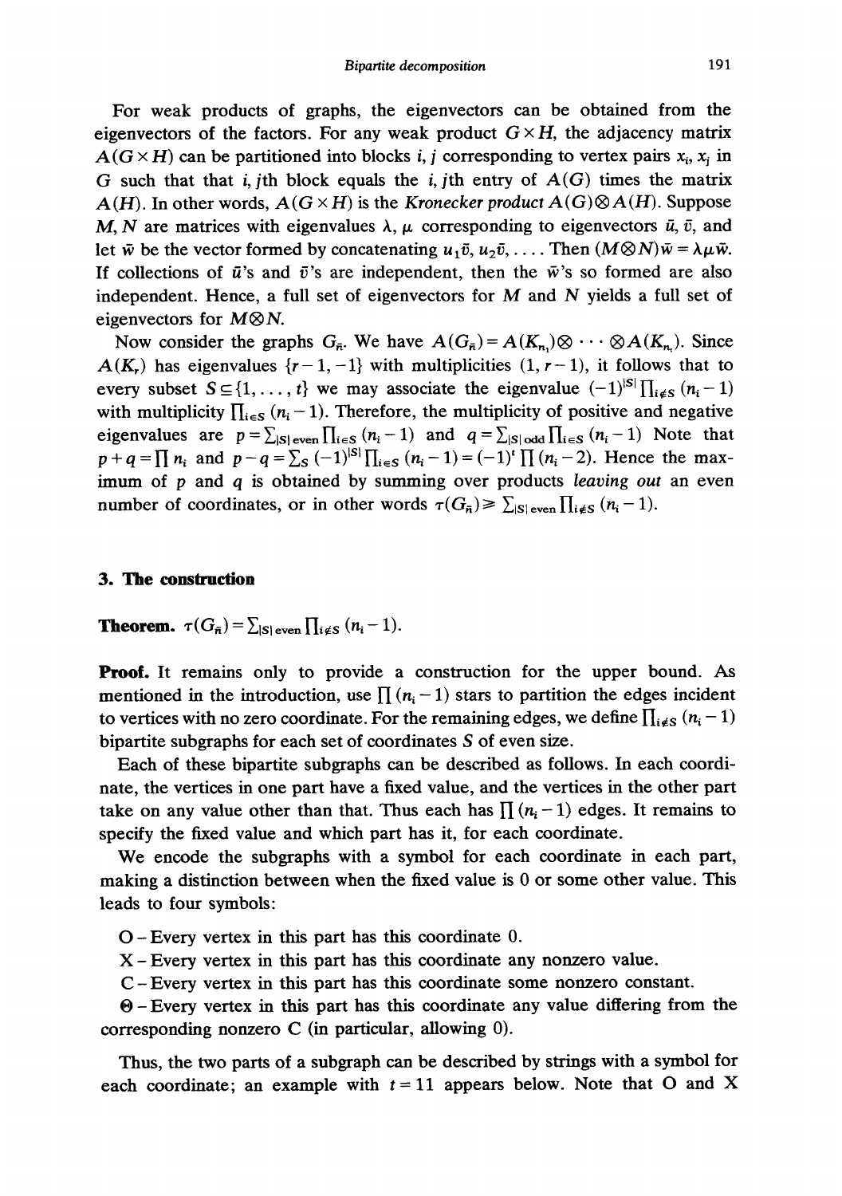For weak products of graphs, the eigenvectors can be obtained from the eigenvectors of the factors. For any weak product $G \times H$, the adjacency matrix $A(G \times H)$ can be partitioned into blocks $i, j$ corresponding to vertex pairs $x_i, x_j$ in $G$ such that that $i, j$th block equals the $i, j$th entry of $A(G)$ times the matrix $A(H)$. In other words, $A(G \times H)$ is the *Kronecker product* $A(G) \otimes A(H)$. Suppose $M, N$ are matrices with eigenvalues $\lambda$, $\mu$ corresponding to eigenvectors $\bar{u}$, $\bar{v}$, and let $\bar{w}$ be the vector formed by concatenating $u_1\bar{v}, u_2\bar{v}, \ldots$. Then $(M \otimes N)\bar{w} = \lambda\mu\bar{w}$. If collections of $\bar{u}$'s and $\bar{v}$'s are independent, then the $\bar{w}$'s so formed are also independent. Hence, a full set of eigenvectors for $M$ and $N$ yields a full set of eigenvectors for $M \otimes N$.

Now consider the graphs $G_{\bar{n}}$. We have $A(G_{\bar{n}}) = A(K_{n_1}) \otimes \cdots \otimes A(K_{n_t})$. Since $A(K_r)$ has eigenvalues $\{r-1, -1\}$ with multiplicities $(1, r-1)$, it follows that to every subset $S \subseteq \{1, \ldots, t\}$ we may associate the eigenvalue $(-1)^{|S|} \prod_{i \notin S} (n_i - 1)$ with multiplicity $\prod_{i \in S} (n_i - 1)$. Therefore, the multiplicity of positive and negative eigenvalues are $p = \sum_{|S| \text{ even}} \prod_{i \in S} (n_i - 1)$ and $q = \sum_{|S| \text{ odd}} \prod_{i \in S} (n_i - 1)$ Note that $p + q = \prod n_i$ and $p - q = \sum_S (-1)^{|S|} \prod_{i \in S} (n_i - 1) = (-1)^t \prod (n_i - 2)$. Hence the maximum of $p$ and $q$ is obtained by summing over products *leaving out* an even number of coordinates, or in other words $\tau(G_{\bar{n}}) \geq \sum_{|S| \text{ even}} \prod_{i \notin S} (n_i - 1)$.

## 3. The construction

**Theorem.** $\tau(G_{\bar{n}}) = \sum_{|S| \text{ even}} \prod_{i \notin S} (n_i - 1)$.

**Proof.** It remains only to provide a construction for the upper bound. As mentioned in the introduction, use $\prod (n_i - 1)$ stars to partition the edges incident to vertices with no zero coordinate. For the remaining edges, we define $\prod_{i \notin S} (n_i - 1)$ bipartite subgraphs for each set of coordinates $S$ of even size.

Each of these bipartite subgraphs can be described as follows. In each coordinate, the vertices in one part have a fixed value, and the vertices in the other part take on any value other than that. Thus each has $\prod (n_i - 1)$ edges. It remains to specify the fixed value and which part has it, for each coordinate.

We encode the subgraphs with a symbol for each coordinate in each part, making a distinction between when the fixed value is 0 or some other value. This leads to four symbols:

O – Every vertex in this part has this coordinate 0.

X – Every vertex in this part has this coordinate any nonzero value.

C – Every vertex in this part has this coordinate some nonzero constant.

$\Theta$ – Every vertex in this part has this coordinate any value differing from the corresponding nonzero C (in particular, allowing 0).

Thus, the two parts of a subgraph can be described by strings with a symbol for each coordinate; an example with $t = 11$ appears below. Note that O and X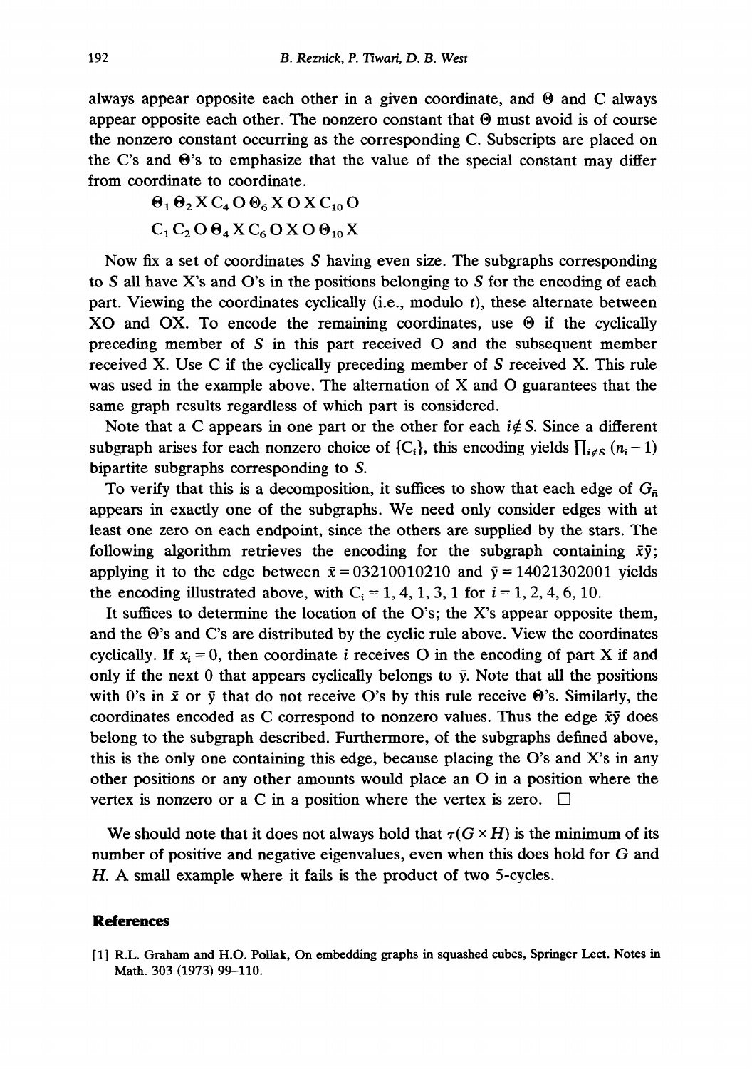always appear opposite each other in a given coordinate, and $\Theta$ and C always appear opposite each other. The nonzero constant that $\Theta$ must avoid is of course the nonzero constant occurring as the corresponding C. Subscripts are placed on the C's and $\Theta$'s to emphasize that the value of the special constant may differ from coordinate to coordinate.

$$\Theta_1\, \Theta_2\, \mathrm{X}\, \mathrm{C}_4\, \mathrm{O}\, \Theta_6\, \mathrm{X}\, \mathrm{O}\, \mathrm{X}\, \mathrm{C}_{10}\, \mathrm{O}$$

$$\mathrm{C}_1\, \mathrm{C}_2\, \mathrm{O}\, \Theta_4\, \mathrm{X}\, \mathrm{C}_6\, \mathrm{O}\, \mathrm{X}\, \mathrm{O}\, \Theta_{10}\, \mathrm{X}$$

Now fix a set of coordinates $S$ having even size. The subgraphs corresponding to $S$ all have X's and O's in the positions belonging to $S$ for the encoding of each part. Viewing the coordinates cyclically (i.e., modulo $t$), these alternate between XO and OX. To encode the remaining coordinates, use $\Theta$ if the cyclically preceding member of $S$ in this part received O and the subsequent member received X. Use C if the cyclically preceding member of $S$ received X. This rule was used in the example above. The alternation of X and O guarantees that the same graph results regardless of which part is considered.

Note that a C appears in one part or the other for each $i \notin S$. Since a different subgraph arises for each nonzero choice of $\{C_i\}$, this encoding yields $\prod_{i \notin S}(n_i - 1)$ bipartite subgraphs corresponding to $S$.

To verify that this is a decomposition, it suffices to show that each edge of $G_{\bar{n}}$ appears in exactly one of the subgraphs. We need only consider edges with at least one zero on each endpoint, since the others are supplied by the stars. The following algorithm retrieves the encoding for the subgraph containing $\bar{x}\bar{y}$; applying it to the edge between $\bar{x} = 03210010210$ and $\bar{y} = 14021302001$ yields the encoding illustrated above, with $C_i = 1, 4, 1, 3, 1$ for $i = 1, 2, 4, 6, 10$.

It suffices to determine the location of the O's; the X's appear opposite them, and the $\Theta$'s and C's are distributed by the cyclic rule above. View the coordinates cyclically. If $x_i = 0$, then coordinate $i$ receives O in the encoding of part X if and only if the next 0 that appears cyclically belongs to $\bar{y}$. Note that all the positions with 0's in $\bar{x}$ or $\bar{y}$ that do not receive O's by this rule receive $\Theta$'s. Similarly, the coordinates encoded as C correspond to nonzero values. Thus the edge $\bar{x}\bar{y}$ does belong to the subgraph described. Furthermore, of the subgraphs defined above, this is the only one containing this edge, because placing the O's and X's in any other positions or any other amounts would place an O in a position where the vertex is nonzero or a C in a position where the vertex is zero. $\square$

We should note that it does not always hold that $\tau(G \times H)$ is the minimum of its number of positive and negative eigenvalues, even when this does hold for $G$ and $H$. A small example where it fails is the product of two 5-cycles.

## References

[1] R.L. Graham and H.O. Pollak, On embedding graphs in squashed cubes, Springer Lect. Notes in Math. 303 (1973) 99–110.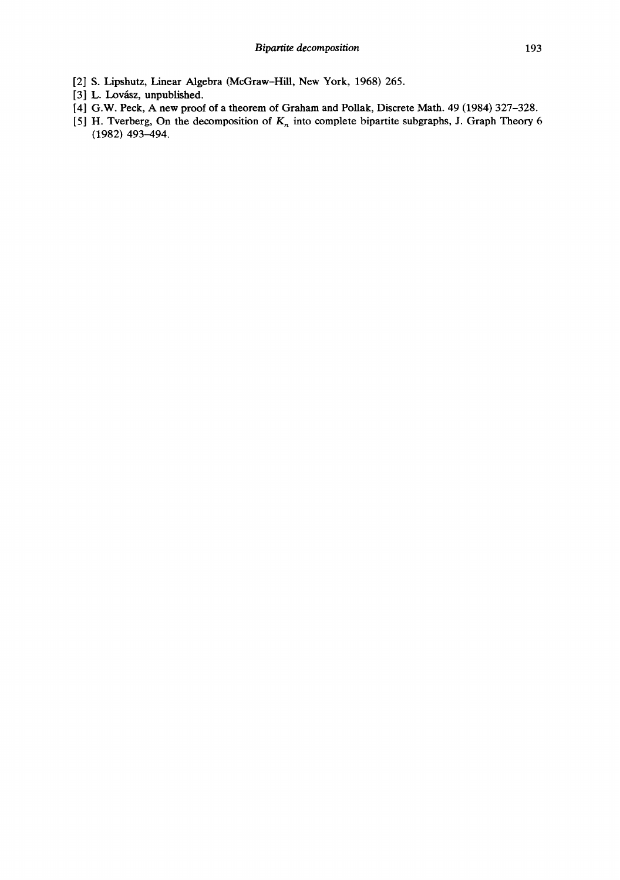[2] S. Lipshutz, Linear Algebra (McGraw–Hill, New York, 1968) 265.

[3] L. Lovász, unpublished.

[4] G.W. Peck, A new proof of a theorem of Graham and Pollak, Discrete Math. 49 (1984) 327–328.

[5] H. Tverberg, On the decomposition of $K_n$ into complete bipartite subgraphs, J. Graph Theory 6 (1982) 493–494.